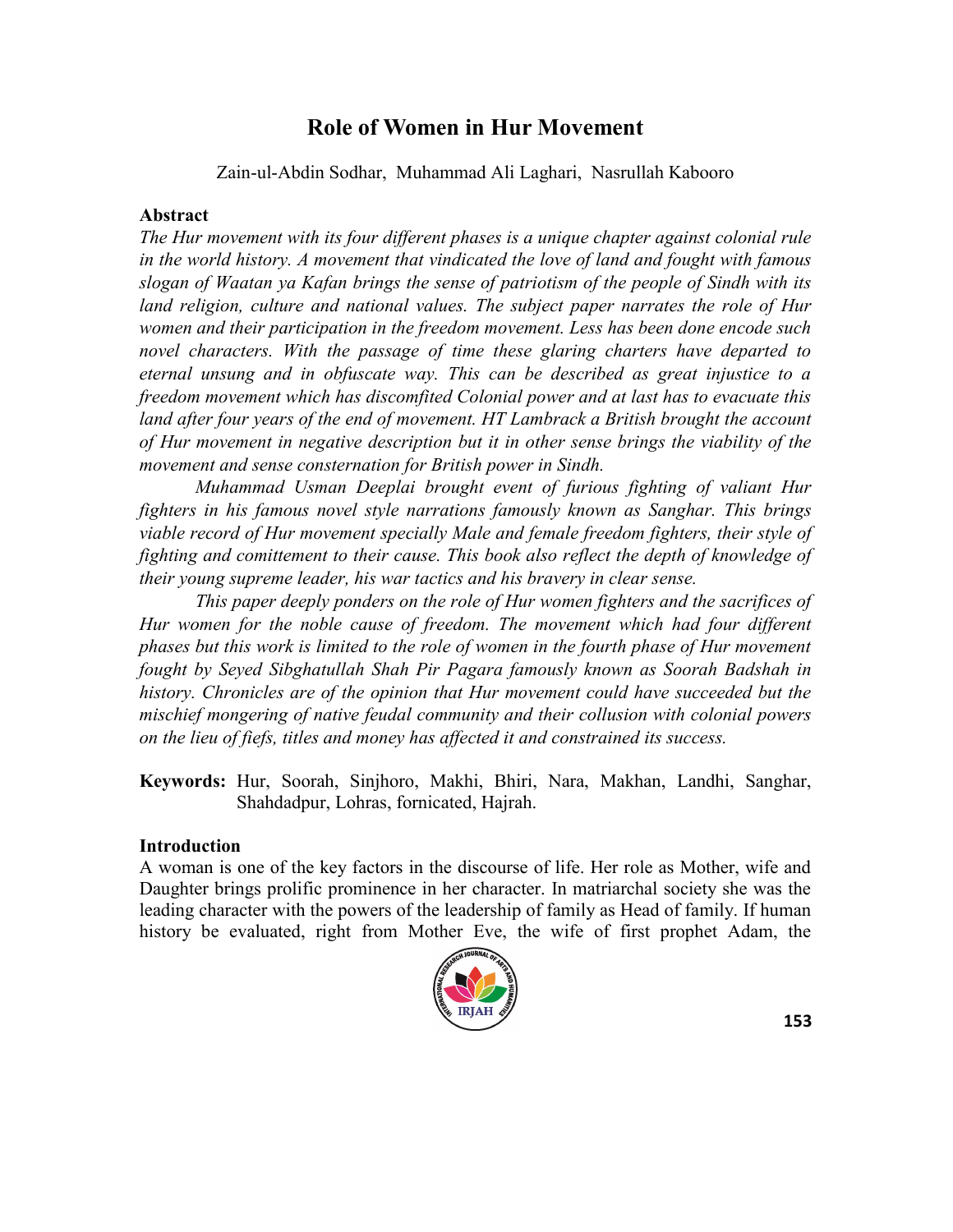# Role of Women in Hur Movement

Zain-ul-Abdin Sodhar, Muhammad Ali Laghari, Nasrullah Kabooro

## Abstract

*The Hur movement with its four different phases is a unique chapter against colonial rule in the world history. A movement that vindicated the love of land and fought with famous slogan of Waatan ya Kafan brings the sense of patriotism of the people of Sindh with its land religion, culture and national values. The subject paper narrates the role of Hur women and their participation in the freedom movement. Less has been done encode such novel characters. With the passage of time these glaring charters have departed to eternal unsung and in obfuscate way. This can be described as great injustice to a freedom movement which has discomfited Colonial power and at last has to evacuate this land after four years of the end of movement. HT Lambrack a British brought the account of Hur movement in negative description but it in other sense brings the viability of the movement and sense consternation for British power in Sindh.*

*Muhammad Usman Deeplai brought event of furious fighting of valiant Hur fighters in his famous novel style narrations famously known as Sanghar. This brings viable record of Hur movement specially Male and female freedom fighters, their style of fighting and comittement to their cause. This book also reflect the depth of knowledge of their young supreme leader, his war tactics and his bravery in clear sense.*

*This paper deeply ponders on the role of Hur women fighters and the sacrifices of Hur women for the noble cause of freedom. The movement which had four different phases but this work is limited to the role of women in the fourth phase of Hur movement fought by Seyed Sibghatullah Shah Pir Pagara famously known as Soorah Badshah in history. Chronicles are of the opinion that Hur movement could have succeeded but the mischief mongering of native feudal community and their collusion with colonial powers on the lieu of fiefs, titles and money has affected it and constrained its success.*

**Keywords:** Hur, Soorah, Sinjhoro, Makhi, Bhiri, Nara, Makhan, Landhi, Sanghar, Shahdadpur, Lohras, fornicated, Hajrah.

## Introduction

A woman is one of the key factors in the discourse of life. Her role as Mother, wife and Daughter brings prolific prominence in her character. In matriarchal society she was the leading character with the powers of the leadership of family as Head of family. If human history be evaluated, right from Mother Eve, the wife of first prophet Adam, the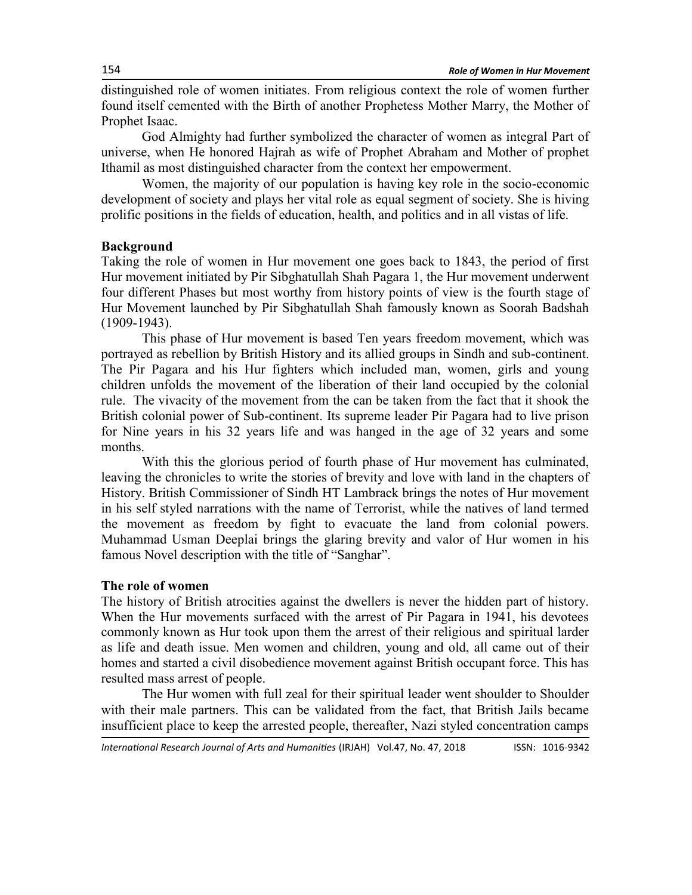distinguished role of women initiates. From religious context the role of women further found itself cemented with the Birth of another Prophetess Mother Marry, the Mother of Prophet Isaac.

God Almighty had further symbolized the character of women as integral Part of universe, when He honored Hajrah as wife of Prophet Abraham and Mother of prophet Ithamil as most distinguished character from the context her empowerment.

Women, the majority of our population is having key role in the socio-economic development of society and plays her vital role as equal segment of society. She is hiving prolific positions in the fields of education, health, and politics and in all vistas of life.

## Background

Taking the role of women in Hur movement one goes back to 1843, the period of first Hur movement initiated by Pir Sibghatullah Shah Pagara 1, the Hur movement underwent four different Phases but most worthy from history points of view is the fourth stage of Hur Movement launched by Pir Sibghatullah Shah famously known as Soorah Badshah (1909-1943).

This phase of Hur movement is based Ten years freedom movement, which was portrayed as rebellion by British History and its allied groups in Sindh and sub-continent. The Pir Pagara and his Hur fighters which included man, women, girls and young children unfolds the movement of the liberation of their land occupied by the colonial rule. The vivacity of the movement from the can be taken from the fact that it shook the British colonial power of Sub-continent. Its supreme leader Pir Pagara had to live prison for Nine years in his 32 years life and was hanged in the age of 32 years and some months.

With this the glorious period of fourth phase of Hur movement has culminated, leaving the chronicles to write the stories of brevity and love with land in the chapters of History. British Commissioner of Sindh HT Lambrack brings the notes of Hur movement in his self styled narrations with the name of Terrorist, while the natives of land termed the movement as freedom by fight to evacuate the land from colonial powers. Muhammad Usman Deeplai brings the glaring brevity and valor of Hur women in his famous Novel description with the title of "Sanghar".

## The role of women

The history of British atrocities against the dwellers is never the hidden part of history. When the Hur movements surfaced with the arrest of Pir Pagara in 1941, his devotees commonly known as Hur took upon them the arrest of their religious and spiritual larder as life and death issue. Men women and children, young and old, all came out of their homes and started a civil disobedience movement against British occupant force. This has resulted mass arrest of people.

The Hur women with full zeal for their spiritual leader went shoulder to Shoulder with their male partners. This can be validated from the fact, that British Jails became insufficient place to keep the arrested people, thereafter, Nazi styled concentration camps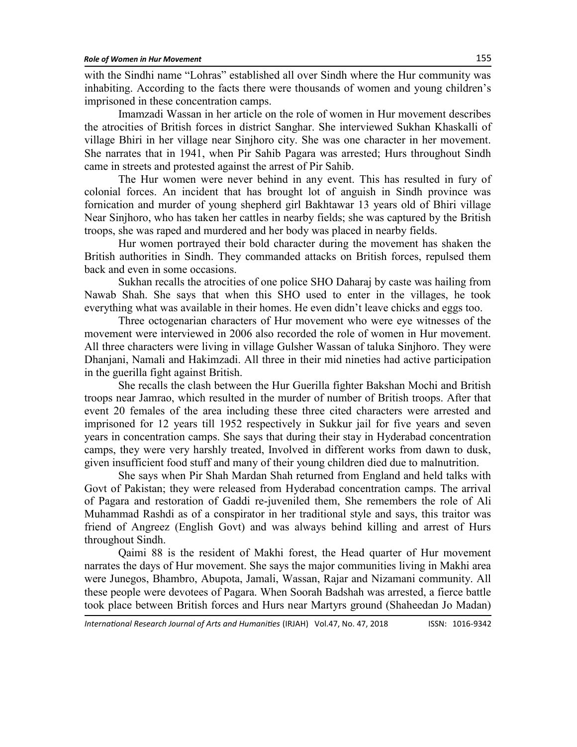with the Sindhi name "Lohras" established all over Sindh where the Hur community was inhabiting. According to the facts there were thousands of women and young children's imprisoned in these concentration camps.

Imamzadi Wassan in her article on the role of women in Hur movement describes the atrocities of British forces in district Sanghar. She interviewed Sukhan Khaskalli of village Bhiri in her village near Sinjhoro city. She was one character in her movement. She narrates that in 1941, when Pir Sahib Pagara was arrested; Hurs throughout Sindh came in streets and protested against the arrest of Pir Sahib.

The Hur women were never behind in any event. This has resulted in fury of colonial forces. An incident that has brought lot of anguish in Sindh province was fornication and murder of young shepherd girl Bakhtawar 13 years old of Bhiri village Near Sinjhoro, who has taken her cattles in nearby fields; she was captured by the British troops, she was raped and murdered and her body was placed in nearby fields.

Hur women portrayed their bold character during the movement has shaken the British authorities in Sindh. They commanded attacks on British forces, repulsed them back and even in some occasions.

Sukhan recalls the atrocities of one police SHO Daharaj by caste was hailing from Nawab Shah. She says that when this SHO used to enter in the villages, he took everything what was available in their homes. He even didn't leave chicks and eggs too.

Three octogenarian characters of Hur movement who were eye witnesses of the movement were interviewed in 2006 also recorded the role of women in Hur movement. All three characters were living in village Gulsher Wassan of taluka Sinjhoro. They were Dhanjani, Namali and Hakimzadi. All three in their mid nineties had active participation in the guerilla fight against British.

She recalls the clash between the Hur Guerilla fighter Bakshan Mochi and British troops near Jamrao, which resulted in the murder of number of British troops. After that event 20 females of the area including these three cited characters were arrested and imprisoned for 12 years till 1952 respectively in Sukkur jail for five years and seven years in concentration camps. She says that during their stay in Hyderabad concentration camps, they were very harshly treated, Involved in different works from dawn to dusk, given insufficient food stuff and many of their young children died due to malnutrition.

She says when Pir Shah Mardan Shah returned from England and held talks with Govt of Pakistan; they were released from Hyderabad concentration camps. The arrival of Pagara and restoration of Gaddi re-juveniled them, She remembers the role of Ali Muhammad Rashdi as of a conspirator in her traditional style and says, this traitor was friend of Angreez (English Govt) and was always behind killing and arrest of Hurs throughout Sindh.

Qaimi 88 is the resident of Makhi forest, the Head quarter of Hur movement narrates the days of Hur movement. She says the major communities living in Makhi area were Junegos, Bhambro, Abupota, Jamali, Wassan, Rajar and Nizamani community. All these people were devotees of Pagara. When Soorah Badshah was arrested, a fierce battle took place between British forces and Hurs near Martyrs ground (Shaheedan Jo Madan)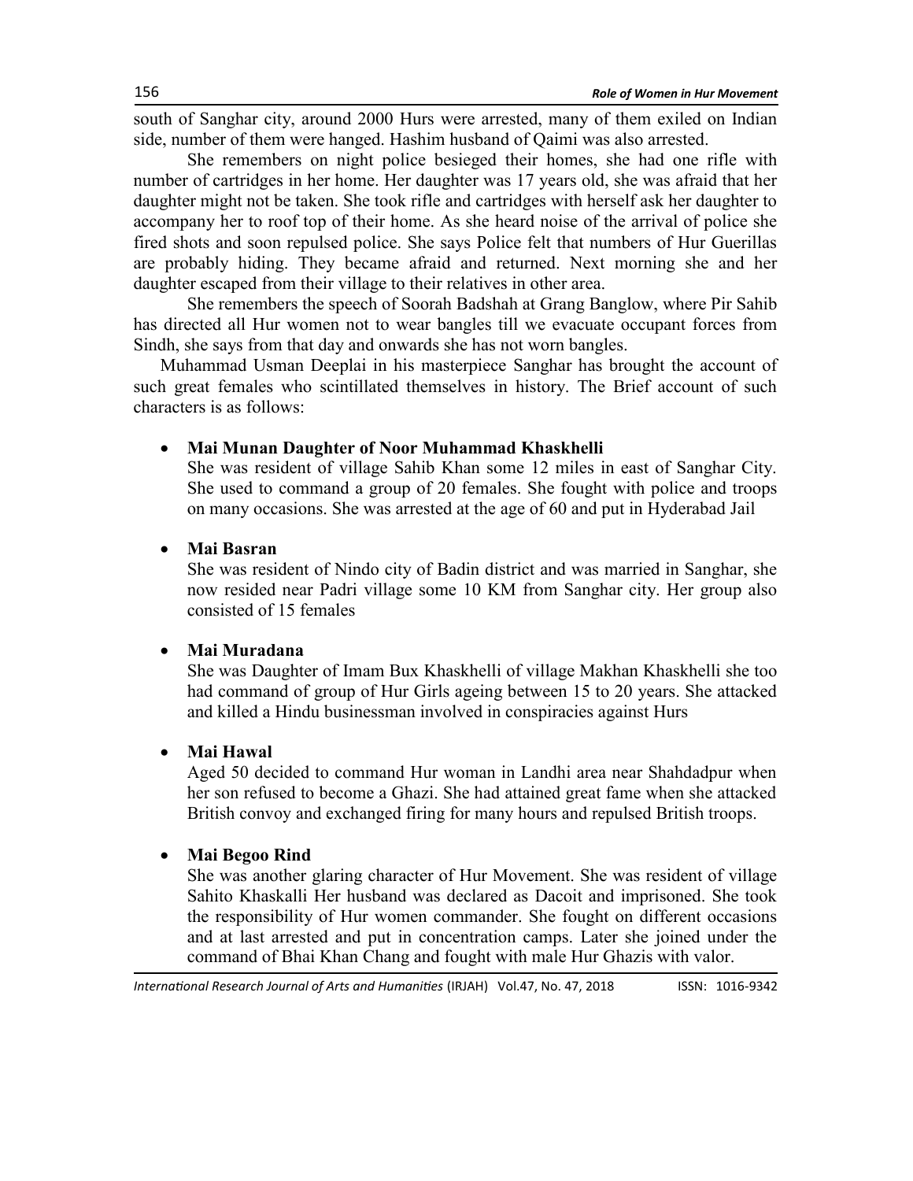south of Sanghar city, around 2000 Hurs were arrested, many of them exiled on Indian side, number of them were hanged. Hashim husband of Qaimi was also arrested.

She remembers on night police besieged their homes, she had one rifle with number of cartridges in her home. Her daughter was 17 years old, she was afraid that her daughter might not be taken. She took rifle and cartridges with herself ask her daughter to accompany her to roof top of their home. As she heard noise of the arrival of police she fired shots and soon repulsed police. She says Police felt that numbers of Hur Guerillas are probably hiding. They became afraid and returned. Next morning she and her daughter escaped from their village to their relatives in other area.

She remembers the speech of Soorah Badshah at Grang Banglow, where Pir Sahib has directed all Hur women not to wear bangles till we evacuate occupant forces from Sindh, she says from that day and onwards she has not worn bangles.

Muhammad Usman Deeplai in his masterpiece Sanghar has brought the account of such great females who scintillated themselves in history. The Brief account of such characters is as follows:

- **Mai Munan Daughter of Noor Muhammad Khaskhelli**
  She was resident of village Sahib Khan some 12 miles in east of Sanghar City. She used to command a group of 20 females. She fought with police and troops on many occasions. She was arrested at the age of 60 and put in Hyderabad Jail

- **Mai Basran**
  She was resident of Nindo city of Badin district and was married in Sanghar, she now resided near Padri village some 10 KM from Sanghar city. Her group also consisted of 15 females

- **Mai Muradana**
  She was Daughter of Imam Bux Khaskhelli of village Makhan Khaskhelli she too had command of group of Hur Girls ageing between 15 to 20 years. She attacked and killed a Hindu businessman involved in conspiracies against Hurs

- **Mai Hawal**
  Aged 50 decided to command Hur woman in Landhi area near Shahdadpur when her son refused to become a Ghazi. She had attained great fame when she attacked British convoy and exchanged firing for many hours and repulsed British troops.

- **Mai Begoo Rind**
  She was another glaring character of Hur Movement. She was resident of village Sahito Khaskalli Her husband was declared as Dacoit and imprisoned. She took the responsibility of Hur women commander. She fought on different occasions and at last arrested and put in concentration camps. Later she joined under the command of Bhai Khan Chang and fought with male Hur Ghazis with valor.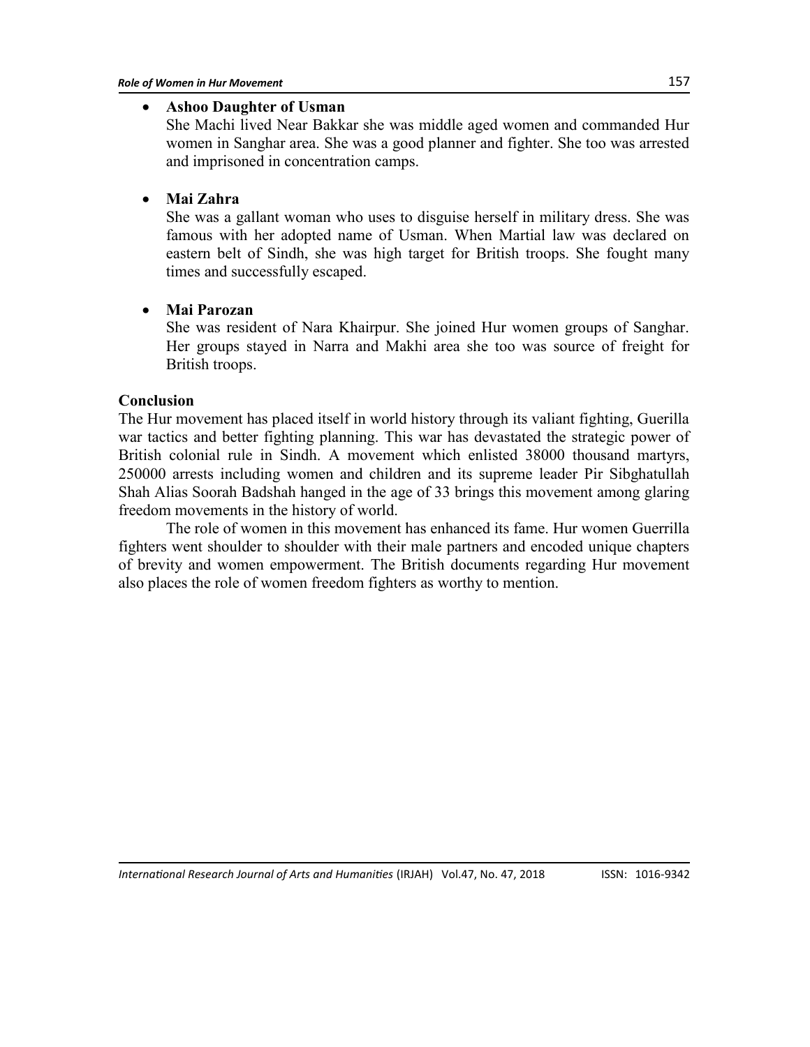- **Ashoo Daughter of Usman**

  She Machi lived Near Bakkar she was middle aged women and commanded Hur women in Sanghar area. She was a good planner and fighter. She too was arrested and imprisoned in concentration camps.

- **Mai Zahra**

  She was a gallant woman who uses to disguise herself in military dress. She was famous with her adopted name of Usman. When Martial law was declared on eastern belt of Sindh, she was high target for British troops. She fought many times and successfully escaped.

- **Mai Parozan**

  She was resident of Nara Khairpur. She joined Hur women groups of Sanghar. Her groups stayed in Narra and Makhi area she too was source of freight for British troops.

## Conclusion

The Hur movement has placed itself in world history through its valiant fighting, Guerilla war tactics and better fighting planning. This war has devastated the strategic power of British colonial rule in Sindh. A movement which enlisted 38000 thousand martyrs, 250000 arrests including women and children and its supreme leader Pir Sibghatullah Shah Alias Soorah Badshah hanged in the age of 33 brings this movement among glaring freedom movements in the history of world.

The role of women in this movement has enhanced its fame. Hur women Guerrilla fighters went shoulder to shoulder with their male partners and encoded unique chapters of brevity and women empowerment. The British documents regarding Hur movement also places the role of women freedom fighters as worthy to mention.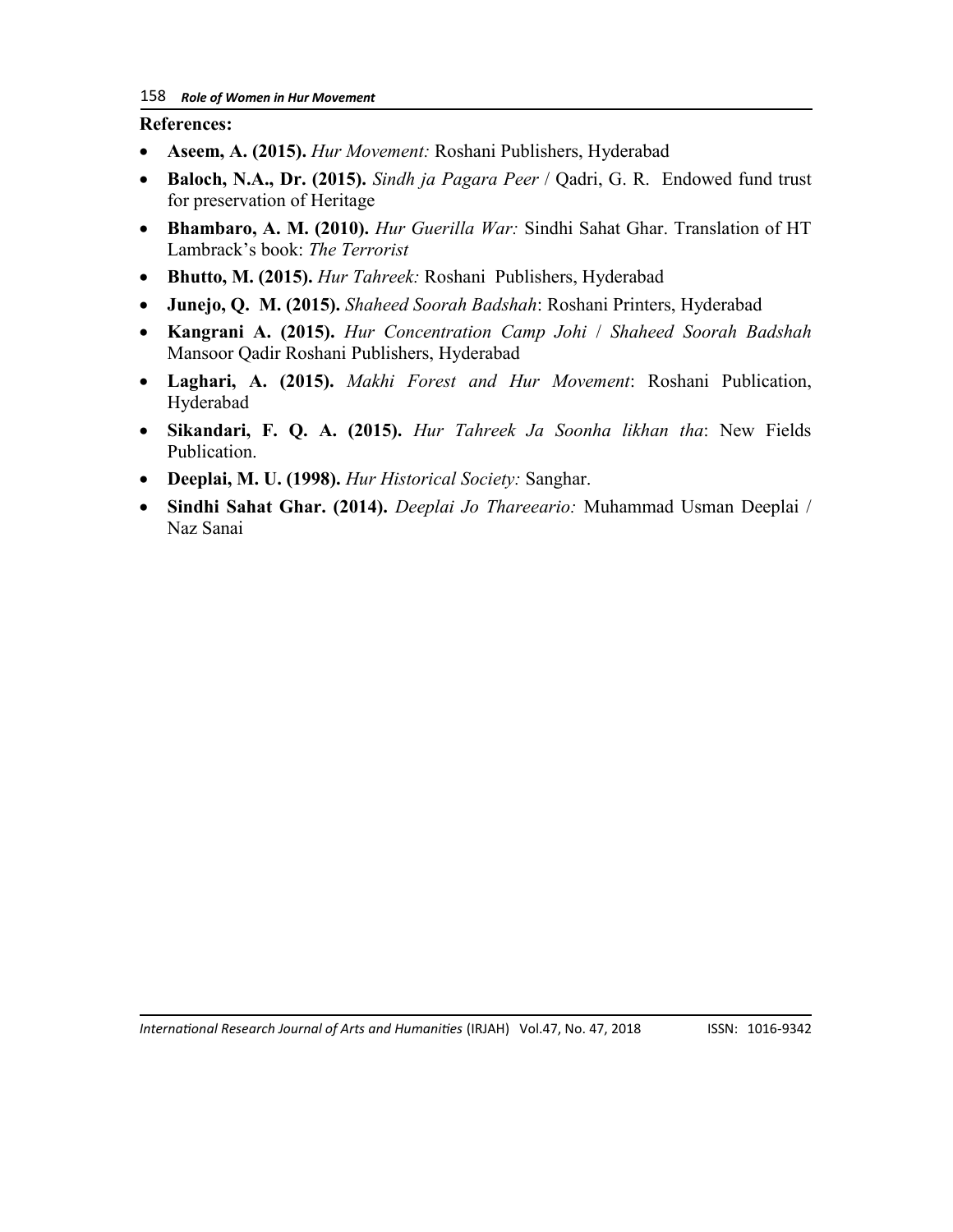**References:**

- **Aseem, A. (2015).** *Hur Movement:* Roshani Publishers, Hyderabad
- **Baloch, N.A., Dr. (2015).** *Sindh ja Pagara Peer* / Qadri, G. R. Endowed fund trust for preservation of Heritage
- **Bhambaro, A. M. (2010).** *Hur Guerilla War:* Sindhi Sahat Ghar. Translation of HT Lambrack's book: *The Terrorist*
- **Bhutto, M. (2015).** *Hur Tahreek:* Roshani Publishers, Hyderabad
- **Junejo, Q. M. (2015).** *Shaheed Soorah Badshah*: Roshani Printers, Hyderabad
- **Kangrani A. (2015).** *Hur Concentration Camp Johi* / *Shaheed Soorah Badshah* Mansoor Qadir Roshani Publishers, Hyderabad
- **Laghari, A. (2015).** *Makhi Forest and Hur Movement*: Roshani Publication, Hyderabad
- **Sikandari, F. Q. A. (2015).** *Hur Tahreek Ja Soonha likhan tha*: New Fields Publication.
- **Deeplai, M. U. (1998).** *Hur Historical Society:* Sanghar.
- **Sindhi Sahat Ghar. (2014).** *Deeplai Jo Thareeario:* Muhammad Usman Deeplai / Naz Sanai